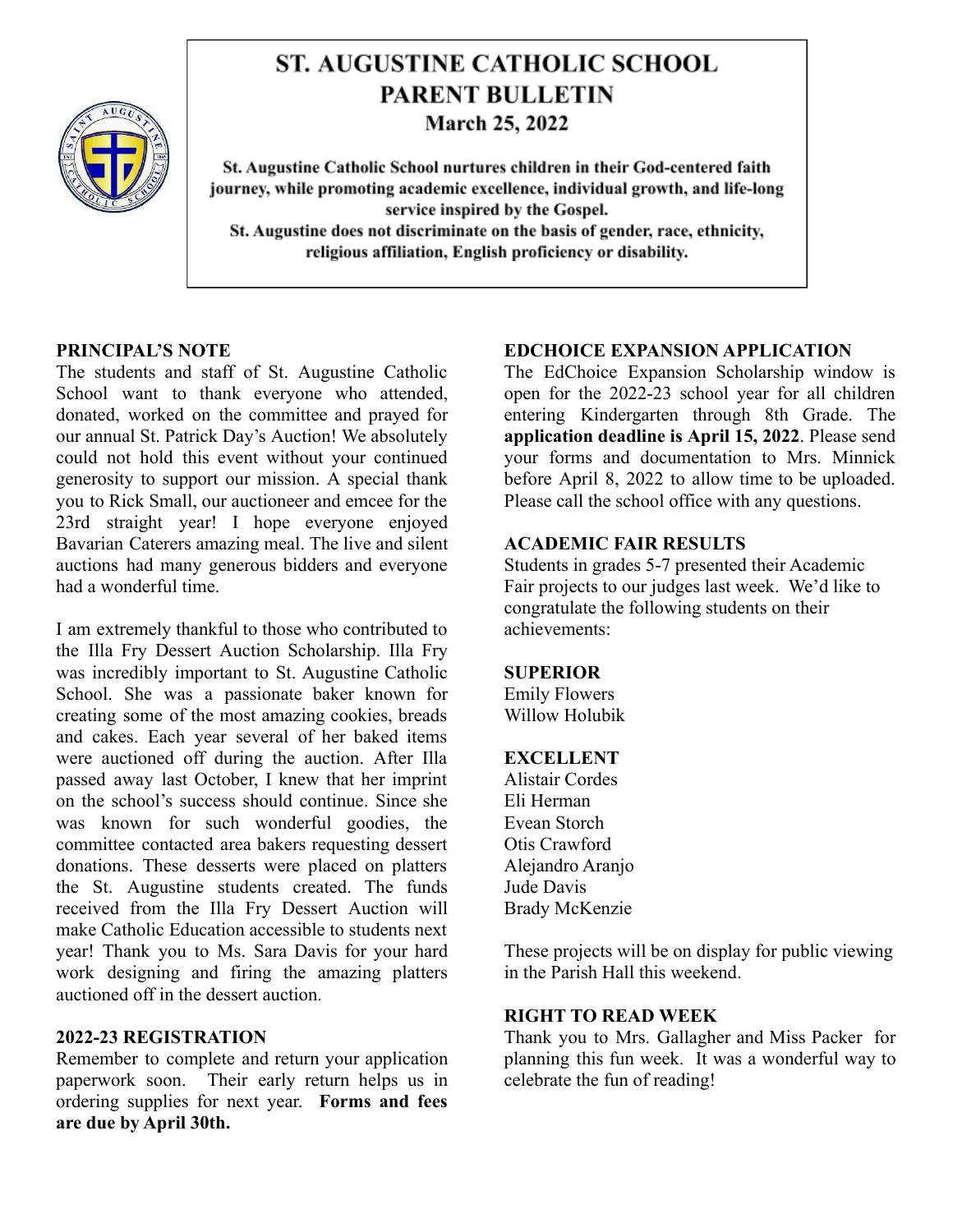# ST. AUGUSTINE CATHOLIC SCHOOL
## PARENT BULLETIN
### March 25, 2022

**St. Augustine Catholic School nurtures children in their God-centered faith journey, while promoting academic excellence, individual growth, and life-long service inspired by the Gospel.**
**St. Augustine does not discriminate on the basis of gender, race, ethnicity, religious affiliation, English proficiency or disability.**

## PRINCIPAL'S NOTE

The students and staff of St. Augustine Catholic School want to thank everyone who attended, donated, worked on the committee and prayed for our annual St. Patrick Day's Auction! We absolutely could not hold this event without your continued generosity to support our mission. A special thank you to Rick Small, our auctioneer and emcee for the 23rd straight year! I hope everyone enjoyed Bavarian Caterers amazing meal. The live and silent auctions had many generous bidders and everyone had a wonderful time.

I am extremely thankful to those who contributed to the Illa Fry Dessert Auction Scholarship. Illa Fry was incredibly important to St. Augustine Catholic School. She was a passionate baker known for creating some of the most amazing cookies, breads and cakes. Each year several of her baked items were auctioned off during the auction. After Illa passed away last October, I knew that her imprint on the school's success should continue. Since she was known for such wonderful goodies, the committee contacted area bakers requesting dessert donations. These desserts were placed on platters the St. Augustine students created. The funds received from the Illa Fry Dessert Auction will make Catholic Education accessible to students next year! Thank you to Ms. Sara Davis for your hard work designing and firing the amazing platters auctioned off in the dessert auction.

## 2022-23 REGISTRATION

Remember to complete and return your application paperwork soon. Their early return helps us in ordering supplies for next year. **Forms and fees are due by April 30th.**

## EDCHOICE EXPANSION APPLICATION

The EdChoice Expansion Scholarship window is open for the 2022-23 school year for all children entering Kindergarten through 8th Grade. The **application deadline is April 15, 2022**. Please send your forms and documentation to Mrs. Minnick before April 8, 2022 to allow time to be uploaded. Please call the school office with any questions.

## ACADEMIC FAIR RESULTS

Students in grades 5-7 presented their Academic Fair projects to our judges last week. We'd like to congratulate the following students on their achievements:

**SUPERIOR**
Emily Flowers
Willow Holubik

**EXCELLENT**
Alistair Cordes
Eli Herman
Evean Storch
Otis Crawford
Alejandro Aranjo
Jude Davis
Brady McKenzie

These projects will be on display for public viewing in the Parish Hall this weekend.

## RIGHT TO READ WEEK

Thank you to Mrs. Gallagher and Miss Packer for planning this fun week. It was a wonderful way to celebrate the fun of reading!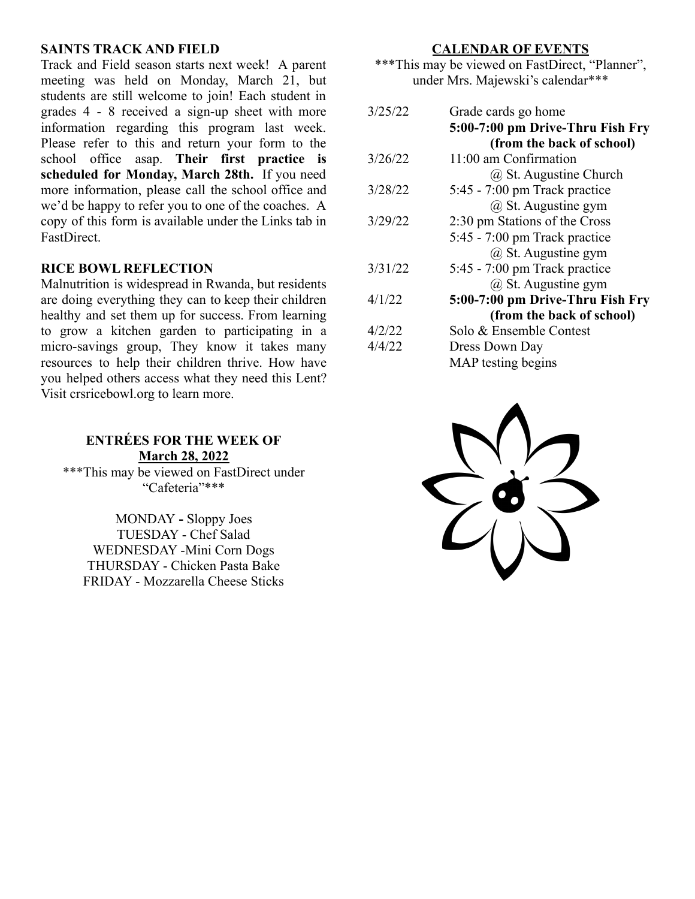## SAINTS TRACK AND FIELD

Track and Field season starts next week! A parent meeting was held on Monday, March 21, but students are still welcome to join! Each student in grades 4 - 8 received a sign-up sheet with more information regarding this program last week. Please refer to this and return your form to the school office asap. **Their first practice is scheduled for Monday, March 28th.** If you need more information, please call the school office and we'd be happy to refer you to one of the coaches. A copy of this form is available under the Links tab in FastDirect.

## RICE BOWL REFLECTION

Malnutrition is widespread in Rwanda, but residents are doing everything they can to keep their children healthy and set them up for success. From learning to grow a kitchen garden to participating in a micro-savings group, They know it takes many resources to help their children thrive. How have you helped others access what they need this Lent? Visit crsricebowl.org to learn more.

## ENTRÉES FOR THE WEEK OF March 28, 2022

***This may be viewed on FastDirect under "Cafeteria"***

MONDAY - Sloppy Joes
TUESDAY - Chef Salad
WEDNESDAY -Mini Corn Dogs
THURSDAY - Chicken Pasta Bake
FRIDAY - Mozzarella Cheese Sticks

## CALENDAR OF EVENTS

***This may be viewed on FastDirect, "Planner", under Mrs. Majewski's calendar***

| | |
|---|---|
| 3/25/22 | Grade cards go home<br>**5:00-7:00 pm Drive-Thru Fish Fry (from the back of school)** |
| 3/26/22 | 11:00 am Confirmation @ St. Augustine Church |
| 3/28/22 | 5:45 - 7:00 pm Track practice @ St. Augustine gym |
| 3/29/22 | 2:30 pm Stations of the Cross<br>5:45 - 7:00 pm Track practice @ St. Augustine gym |
| 3/31/22 | 5:45 - 7:00 pm Track practice @ St. Augustine gym |
| 4/1/22 | **5:00-7:00 pm Drive-Thru Fish Fry (from the back of school)** |
| 4/2/22 | Solo & Ensemble Contest |
| 4/4/22 | Dress Down Day<br>MAP testing begins |